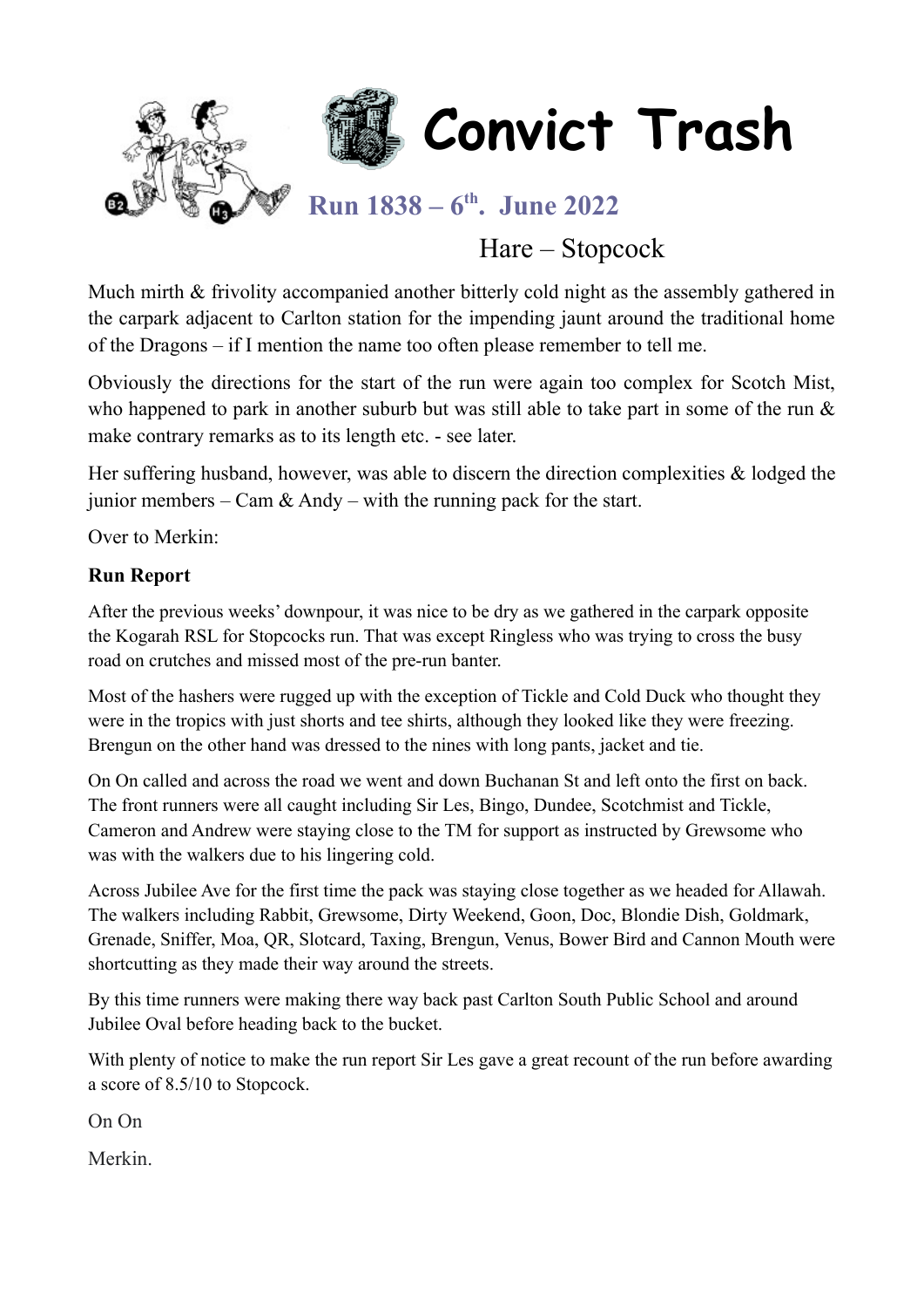# Convict Trash

## Run 1838 – 6th. June 2022

Hare – Stopcock

Much mirth & frivolity accompanied another bitterly cold night as the assembly gathered in the carpark adjacent to Carlton station for the impending jaunt around the traditional home of the Dragons – if I mention the name too often please remember to tell me.

Obviously the directions for the start of the run were again too complex for Scotch Mist, who happened to park in another suburb but was still able to take part in some of the run & make contrary remarks as to its length etc. - see later.

Her suffering husband, however, was able to discern the direction complexities & lodged the junior members – Cam & Andy – with the running pack for the start.

Over to Merkin:

**Run Report**

After the previous weeks' downpour, it was nice to be dry as we gathered in the carpark opposite the Kogarah RSL for Stopcocks run. That was except Ringless who was trying to cross the busy road on crutches and missed most of the pre-run banter.

Most of the hashers were rugged up with the exception of Tickle and Cold Duck who thought they were in the tropics with just shorts and tee shirts, although they looked like they were freezing. Brengun on the other hand was dressed to the nines with long pants, jacket and tie.

On On called and across the road we went and down Buchanan St and left onto the first on back. The front runners were all caught including Sir Les, Bingo, Dundee, Scotchmist and Tickle, Cameron and Andrew were staying close to the TM for support as instructed by Grewsome who was with the walkers due to his lingering cold.

Across Jubilee Ave for the first time the pack was staying close together as we headed for Allawah. The walkers including Rabbit, Grewsome, Dirty Weekend, Goon, Doc, Blondie Dish, Goldmark, Grenade, Sniffer, Moa, QR, Slotcard, Taxing, Brengun, Venus, Bower Bird and Cannon Mouth were shortcutting as they made their way around the streets.

By this time runners were making there way back past Carlton South Public School and around Jubilee Oval before heading back to the bucket.

With plenty of notice to make the run report Sir Les gave a great recount of the run before awarding a score of 8.5/10 to Stopcock.

On On

Merkin.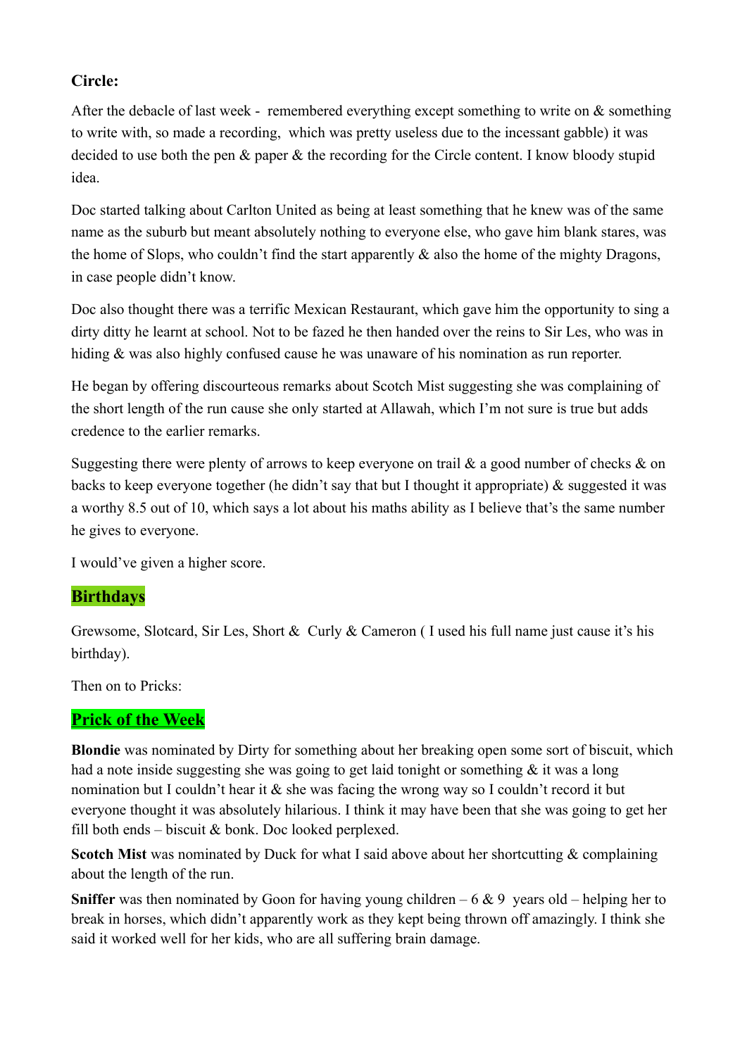**Circle:**

After the debacle of last week - remembered everything except something to write on & something to write with, so made a recording, which was pretty useless due to the incessant gabble) it was decided to use both the pen & paper & the recording for the Circle content. I know bloody stupid idea.

Doc started talking about Carlton United as being at least something that he knew was of the same name as the suburb but meant absolutely nothing to everyone else, who gave him blank stares, was the home of Slops, who couldn't find the start apparently & also the home of the mighty Dragons, in case people didn't know.

Doc also thought there was a terrific Mexican Restaurant, which gave him the opportunity to sing a dirty ditty he learnt at school. Not to be fazed he then handed over the reins to Sir Les, who was in hiding & was also highly confused cause he was unaware of his nomination as run reporter.

He began by offering discourteous remarks about Scotch Mist suggesting she was complaining of the short length of the run cause she only started at Allawah, which I'm not sure is true but adds credence to the earlier remarks.

Suggesting there were plenty of arrows to keep everyone on trail & a good number of checks & on backs to keep everyone together (he didn't say that but I thought it appropriate) & suggested it was a worthy 8.5 out of 10, which says a lot about his maths ability as I believe that's the same number he gives to everyone.

I would've given a higher score.

## Birthdays

Grewsome, Slotcard, Sir Les, Short & Curly & Cameron ( I used his full name just cause it's his birthday).

Then on to Pricks:

## Prick of the Week

**Blondie** was nominated by Dirty for something about her breaking open some sort of biscuit, which had a note inside suggesting she was going to get laid tonight or something & it was a long nomination but I couldn't hear it & she was facing the wrong way so I couldn't record it but everyone thought it was absolutely hilarious. I think it may have been that she was going to get her fill both ends – biscuit & bonk. Doc looked perplexed.

**Scotch Mist** was nominated by Duck for what I said above about her shortcutting & complaining about the length of the run.

**Sniffer** was then nominated by Goon for having young children – 6 & 9 years old – helping her to break in horses, which didn't apparently work as they kept being thrown off amazingly. I think she said it worked well for her kids, who are all suffering brain damage.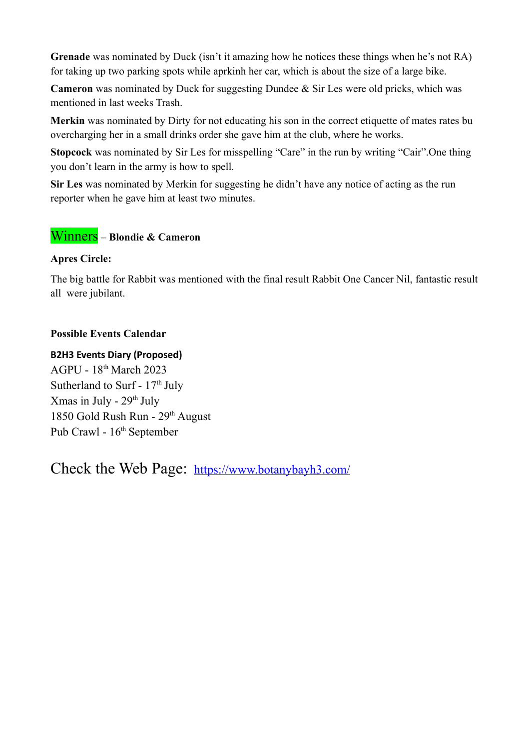**Grenade** was nominated by Duck (isn't it amazing how he notices these things when he's not RA) for taking up two parking spots while aprkinh her car, which is about the size of a large bike.

**Cameron** was nominated by Duck for suggesting Dundee & Sir Les were old pricks, which was mentioned in last weeks Trash.

**Merkin** was nominated by Dirty for not educating his son in the correct etiquette of mates rates bu overcharging her in a small drinks order she gave him at the club, where he works.

**Stopcock** was nominated by Sir Les for misspelling "Care" in the run by writing "Cair".One thing you don't learn in the army is how to spell.

**Sir Les** was nominated by Merkin for suggesting he didn't have any notice of acting as the run reporter when he gave him at least two minutes.

Winners – **Blondie & Cameron**

**Apres Circle:**

The big battle for Rabbit was mentioned with the final result Rabbit One Cancer Nil, fantastic result all were jubilant.

**Possible Events Calendar**

**B2H3 Events Diary (Proposed)**
AGPU - 18th March 2023
Sutherland to Surf - 17th July
Xmas in July - 29th July
1850 Gold Rush Run - 29th August
Pub Crawl - 16th September

Check the Web Page: https://www.botanybayh3.com/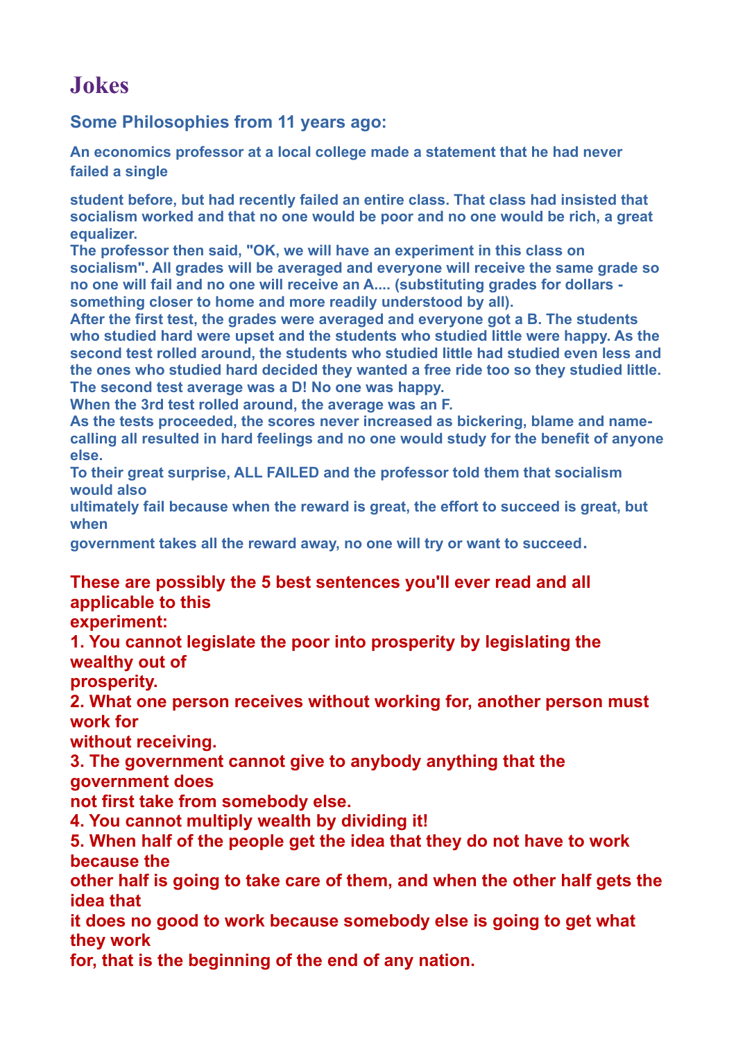# Jokes

## Some Philosophies from 11 years ago:

**An economics professor at a local college made a statement that he had never failed a single student before, but had recently failed an entire class. That class had insisted that socialism worked and that no one would be poor and no one would be rich, a great equalizer.**

**The professor then said, "OK, we will have an experiment in this class on socialism". All grades will be averaged and everyone will receive the same grade so no one will fail and no one will receive an A.... (substituting grades for dollars - something closer to home and more readily understood by all).**

**After the first test, the grades were averaged and everyone got a B. The students who studied hard were upset and the students who studied little were happy. As the second test rolled around, the students who studied little had studied even less and the ones who studied hard decided they wanted a free ride too so they studied little. The second test average was a D! No one was happy.**

**When the 3rd test rolled around, the average was an F.**

**As the tests proceeded, the scores never increased as bickering, blame and name-calling all resulted in hard feelings and no one would study for the benefit of anyone else.**

**To their great surprise, ALL FAILED and the professor told them that socialism would also ultimately fail because when the reward is great, the effort to succeed is great, but when government takes all the reward away, no one will try or want to succeed.**

**These are possibly the 5 best sentences you'll ever read and all applicable to this experiment:**

**1. You cannot legislate the poor into prosperity by legislating the wealthy out of prosperity.**

**2. What one person receives without working for, another person must work for without receiving.**

**3. The government cannot give to anybody anything that the government does not first take from somebody else.**

**4. You cannot multiply wealth by dividing it!**

**5. When half of the people get the idea that they do not have to work because the other half is going to take care of them, and when the other half gets the idea that it does no good to work because somebody else is going to get what they work for, that is the beginning of the end of any nation.**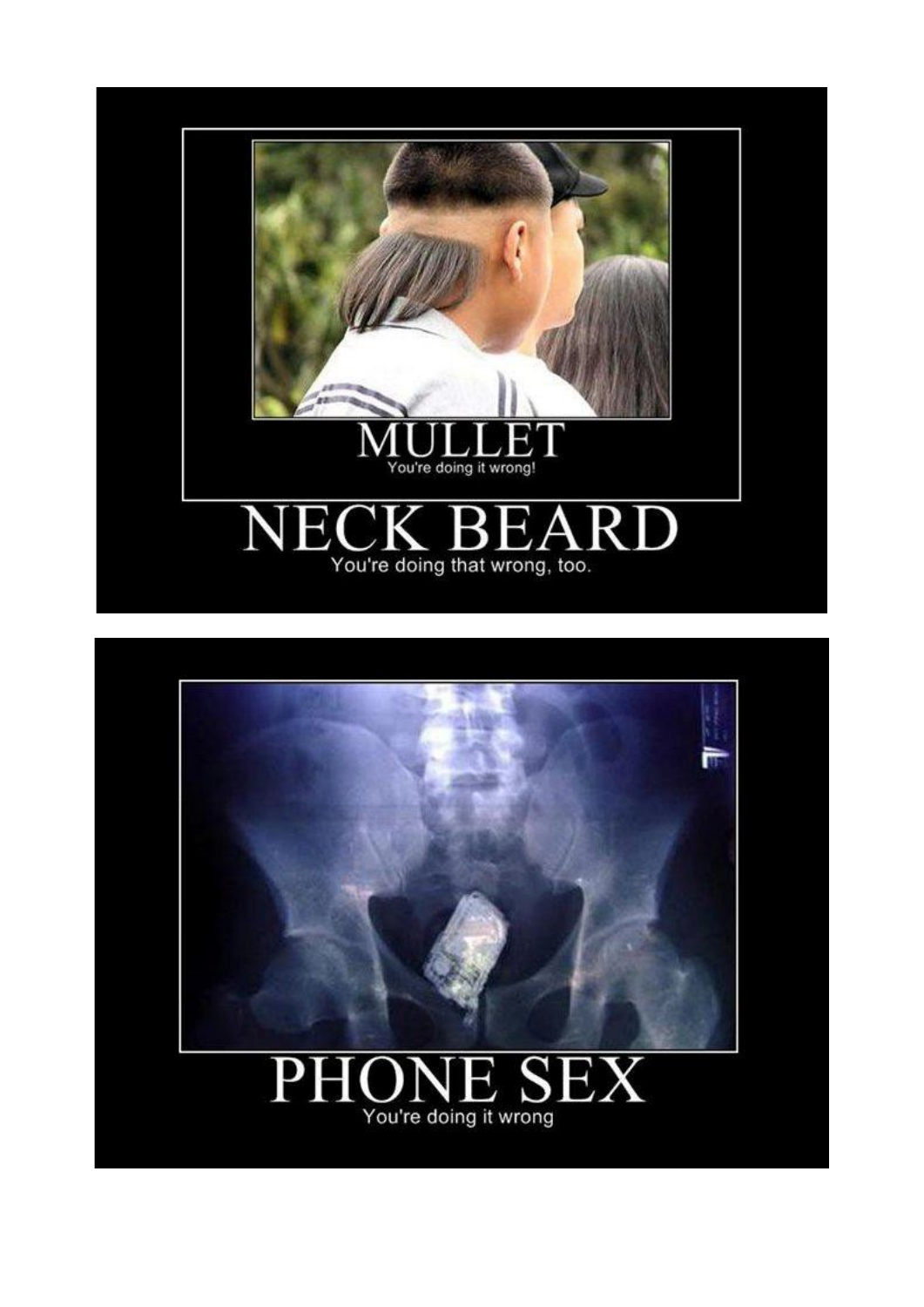MULLET

You're doing it wrong!

NECK BEARD

You're doing that wrong, too.

PHONE SEX

You're doing it wrong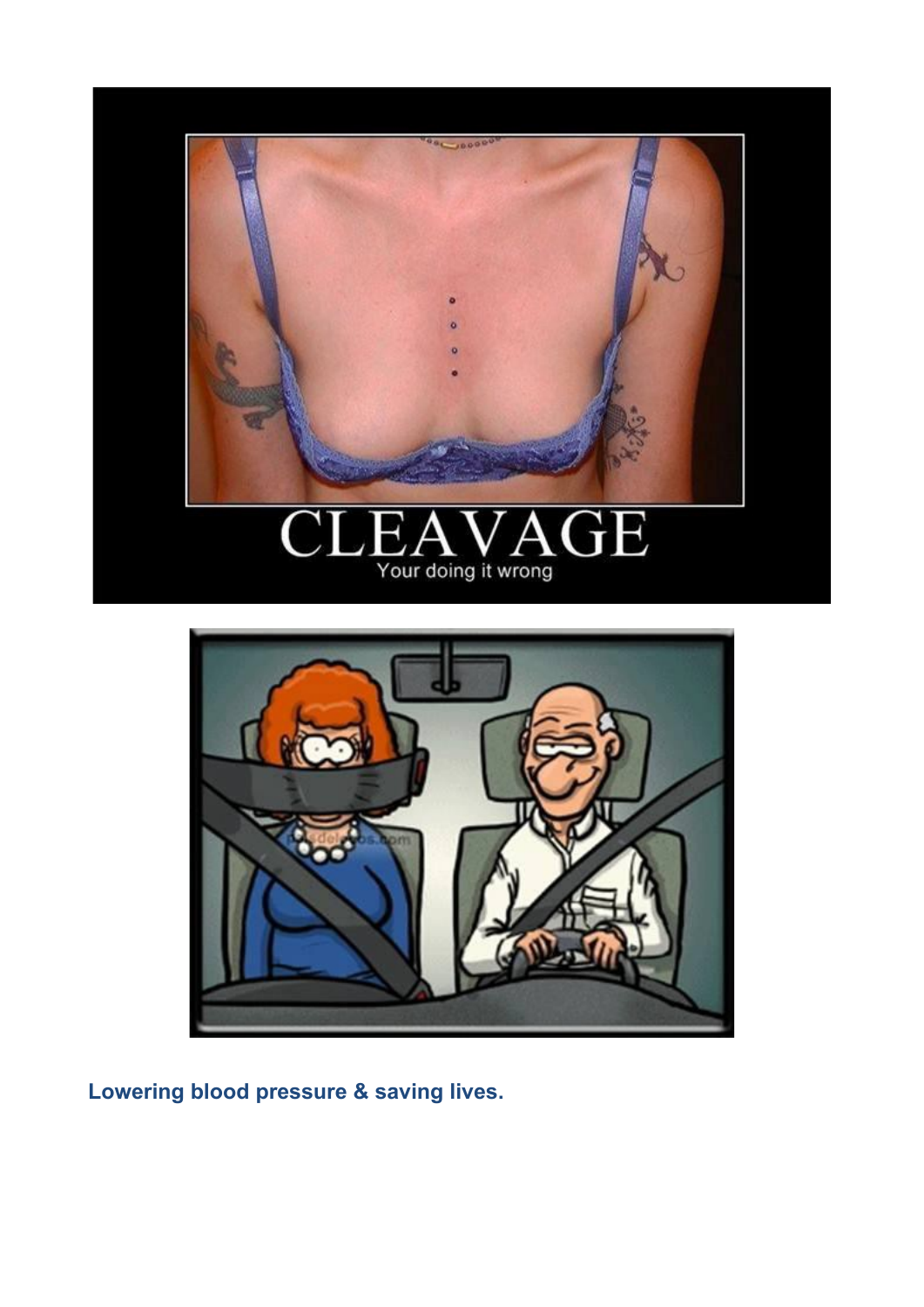**Lowering blood pressure & saving lives.**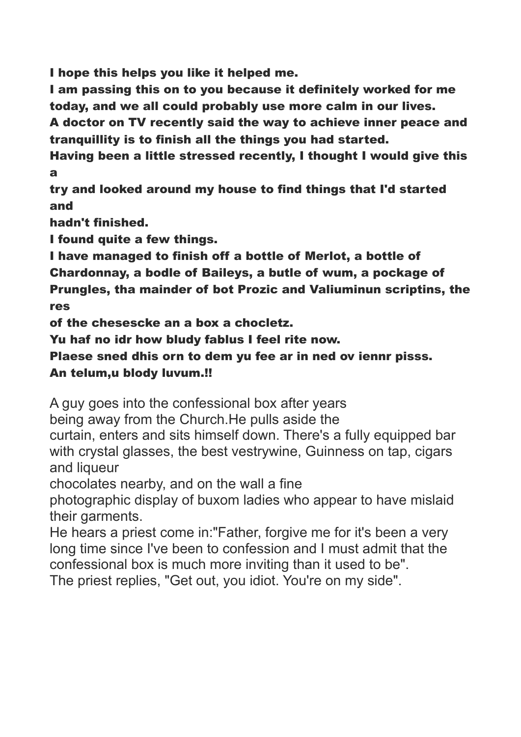**I hope this helps you like it helped me.**
**I am passing this on to you because it definitely worked for me today, and we all could probably use more calm in our lives.**
**A doctor on TV recently said the way to achieve inner peace and tranquillity is to finish all the things you had started.**
**Having been a little stressed recently, I thought I would give this a**
**try and looked around my house to find things that I'd started and**
**hadn't finished.**
**I found quite a few things.**
**I have managed to finish off a bottle of Merlot, a bottle of Chardonnay, a bodle of Baileys, a butle of wum, a pockage of Prungles, tha mainder of bot Prozic and Valiuminun scriptins, the res**
**of the chesescke an a box a chocletz.**
**Yu haf no idr how bludy fablus I feel rite now.**
**Plaese sned dhis orn to dem yu fee ar in ned ov iennr pisss.**
**An telum,u blody luvum.!!**

A guy goes into the confessional box after years
being away from the Church.He pulls aside the
curtain, enters and sits himself down. There's a fully equipped bar with crystal glasses, the best vestrywine, Guinness on tap, cigars and liqueur
chocolates nearby, and on the wall a fine
photographic display of buxom ladies who appear to have mislaid their garments.
He hears a priest come in:"Father, forgive me for it's been a very long time since I've been to confession and I must admit that the confessional box is much more inviting than it used to be".
The priest replies, "Get out, you idiot. You're on my side".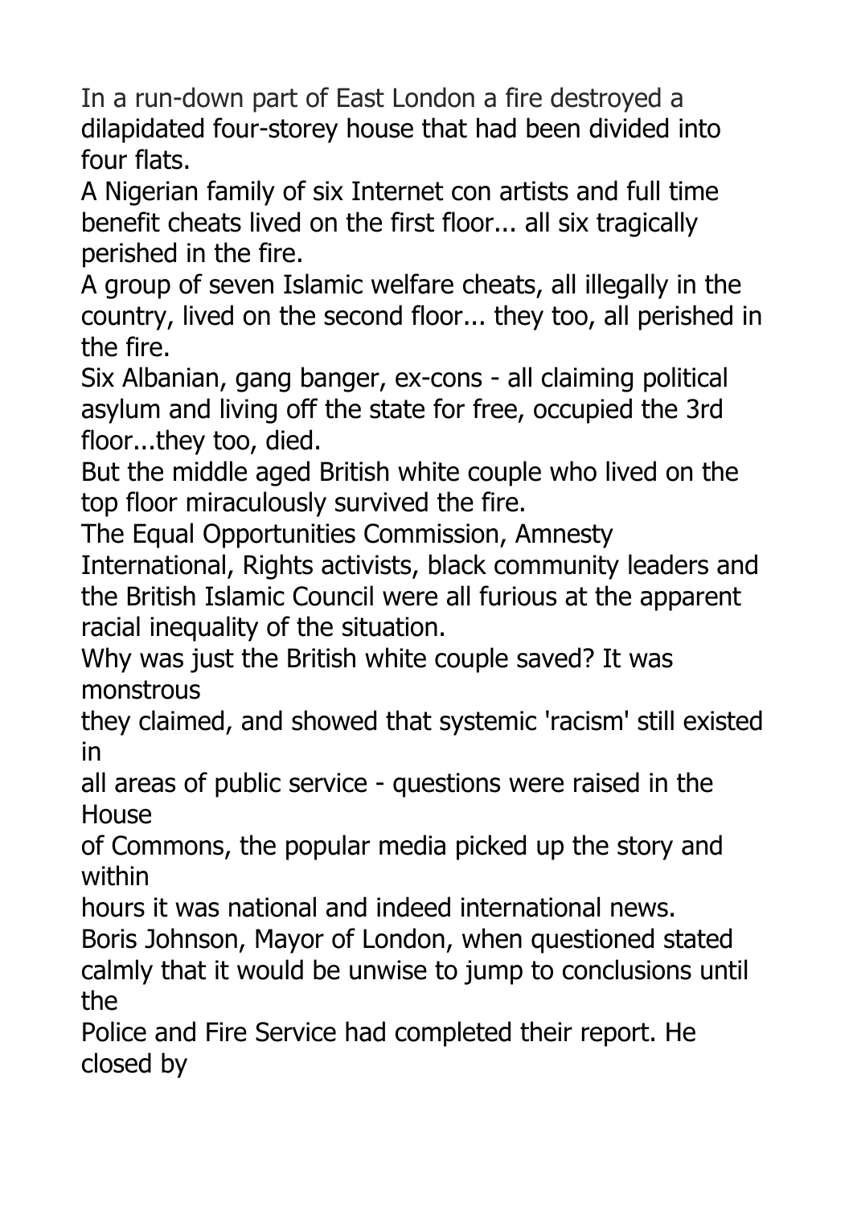In a run-down part of East London a fire destroyed a dilapidated four-storey house that had been divided into four flats.

A Nigerian family of six Internet con artists and full time benefit cheats lived on the first floor... all six tragically perished in the fire.

A group of seven Islamic welfare cheats, all illegally in the country, lived on the second floor... they too, all perished in the fire.

Six Albanian, gang banger, ex-cons - all claiming political asylum and living off the state for free, occupied the 3rd floor...they too, died.

But the middle aged British white couple who lived on the top floor miraculously survived the fire.

The Equal Opportunities Commission, Amnesty International, Rights activists, black community leaders and the British Islamic Council were all furious at the apparent racial inequality of the situation.

Why was just the British white couple saved? It was monstrous they claimed, and showed that systemic 'racism' still existed in all areas of public service - questions were raised in the House of Commons, the popular media picked up the story and within hours it was national and indeed international news.

Boris Johnson, Mayor of London, when questioned stated calmly that it would be unwise to jump to conclusions until the Police and Fire Service had completed their report. He closed by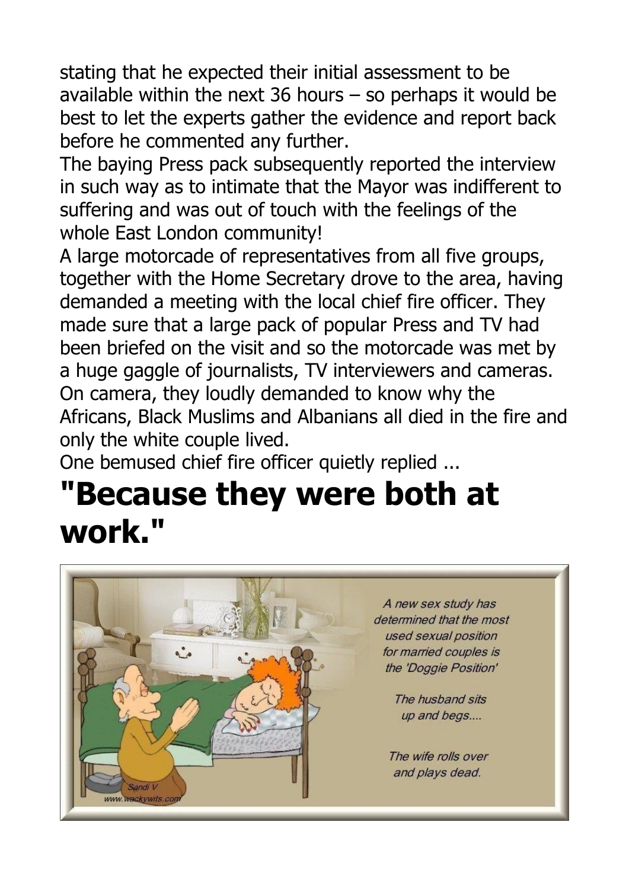stating that he expected their initial assessment to be available within the next 36 hours – so perhaps it would be best to let the experts gather the evidence and report back before he commented any further.
The baying Press pack subsequently reported the interview in such way as to intimate that the Mayor was indifferent to suffering and was out of touch with the feelings of the whole East London community!
A large motorcade of representatives from all five groups, together with the Home Secretary drove to the area, having demanded a meeting with the local chief fire officer. They made sure that a large pack of popular Press and TV had been briefed on the visit and so the motorcade was met by a huge gaggle of journalists, TV interviewers and cameras. On camera, they loudly demanded to know why the Africans, Black Muslims and Albanians all died in the fire and only the white couple lived.
One bemused chief fire officer quietly replied ...

# "Because they were both at work."

*A new sex study has determined that the most used sexual position for married couples is the 'Doggie Position'*

*The husband sits up and begs....*

*The wife rolls over and plays dead.*

Sandi V
www.wackywits.com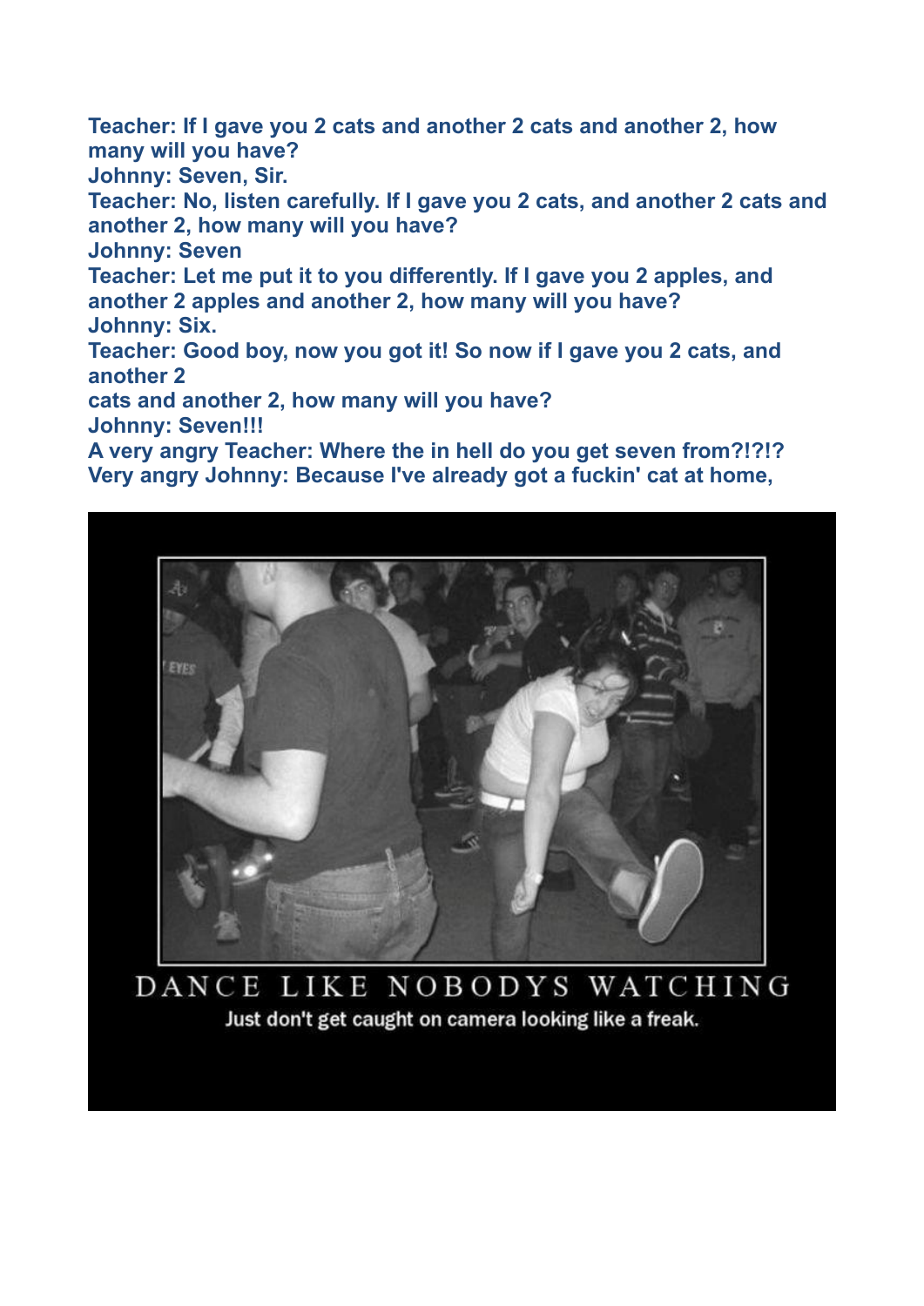**Teacher: If I gave you 2 cats and another 2 cats and another 2, how many will you have?**
**Johnny: Seven, Sir.**
**Teacher: No, listen carefully. If I gave you 2 cats, and another 2 cats and another 2, how many will you have?**
**Johnny: Seven**
**Teacher: Let me put it to you differently. If I gave you 2 apples, and another 2 apples and another 2, how many will you have?**
**Johnny: Six.**
**Teacher: Good boy, now you got it! So now if I gave you 2 cats, and another 2**
**cats and another 2, how many will you have?**
**Johnny: Seven!!!**
**A very angry Teacher: Where the in hell do you get seven from?!?!?**
**Very angry Johnny: Because I've already got a fuckin' cat at home,**

DANCE LIKE NOBODYS WATCHING

Just don't get caught on camera looking like a freak.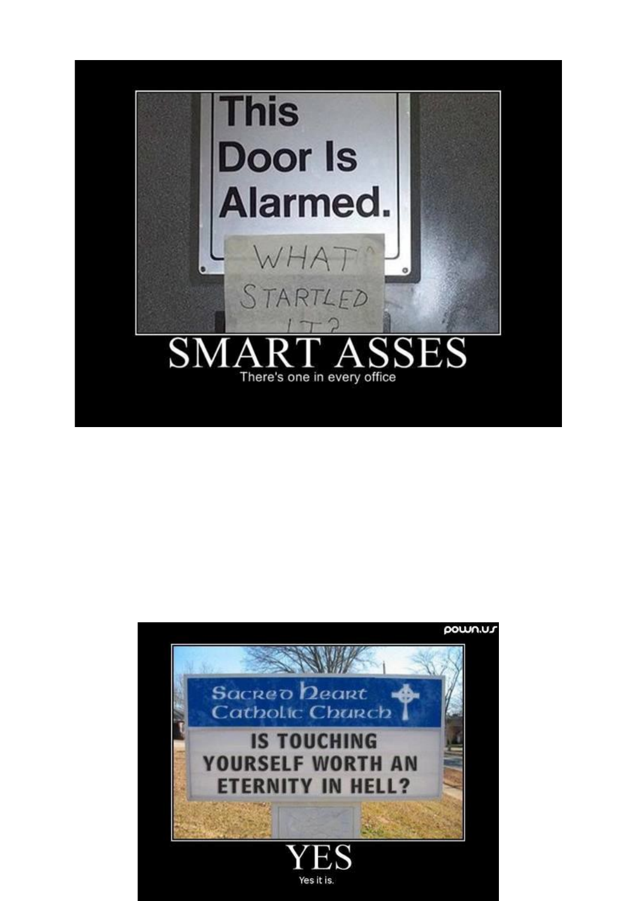This Door Is Alarmed.

WHAT STARTLED IT?

# SMART ASSES

There's one in every office

pown.us

Sacred Heart Catholic Church

IS TOUCHING YOURSELF WORTH AN ETERNITY IN HELL?

# YES

Yes it is.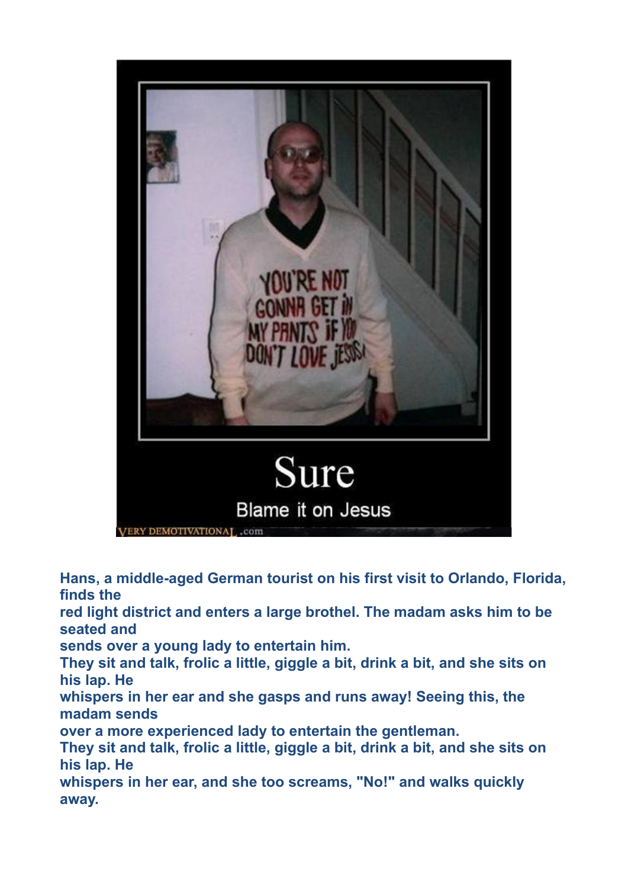**Sure**

Blame it on Jesus

**Hans, a middle-aged German tourist on his first visit to Orlando, Florida, finds the red light district and enters a large brothel. The madam asks him to be seated and sends over a young lady to entertain him.**

**They sit and talk, frolic a little, giggle a bit, drink a bit, and she sits on his lap. He whispers in her ear and she gasps and runs away! Seeing this, the madam sends over a more experienced lady to entertain the gentleman.**

**They sit and talk, frolic a little, giggle a bit, drink a bit, and she sits on his lap. He whispers in her ear, and she too screams, "No!" and walks quickly away.**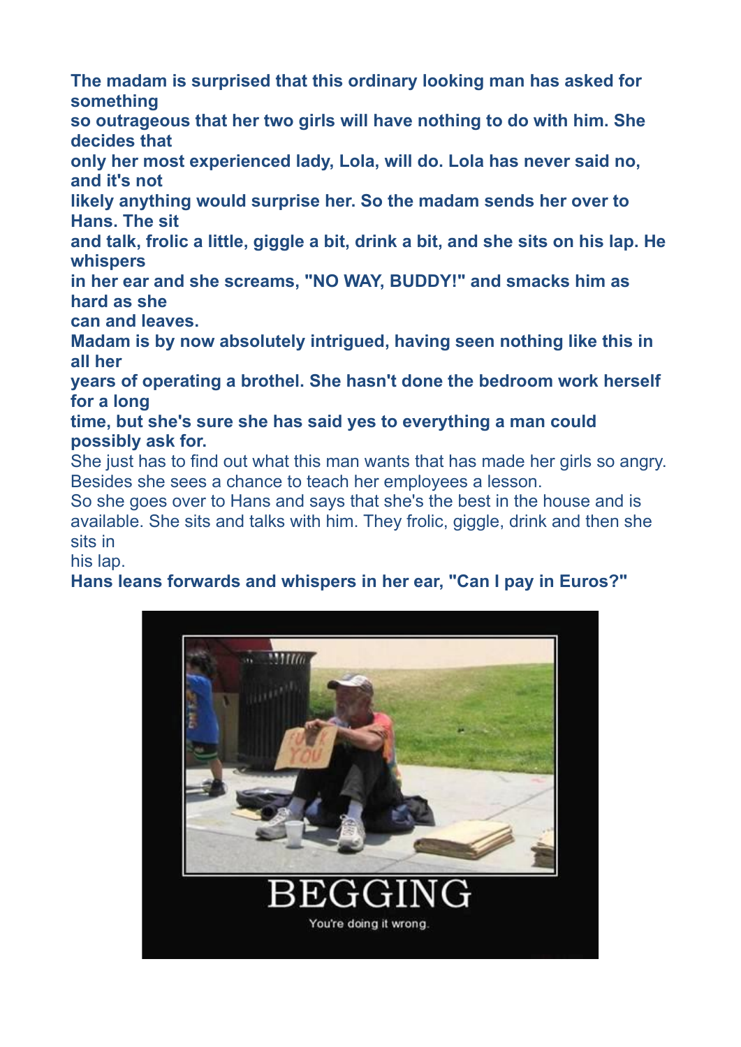**The madam is surprised that this ordinary looking man has asked for something so outrageous that her two girls will have nothing to do with him. She decides that only her most experienced lady, Lola, will do. Lola has never said no, and it's not likely anything would surprise her. So the madam sends her over to Hans. The sit and talk, frolic a little, giggle a bit, drink a bit, and she sits on his lap. He whispers in her ear and she screams, "NO WAY, BUDDY!" and smacks him as hard as she can and leaves.**

**Madam is by now absolutely intrigued, having seen nothing like this in all her years of operating a brothel. She hasn't done the bedroom work herself for a long time, but she's sure she has said yes to everything a man could possibly ask for.**

She just has to find out what this man wants that has made her girls so angry. Besides she sees a chance to teach her employees a lesson.

So she goes over to Hans and says that she's the best in the house and is available. She sits and talks with him. They frolic, giggle, drink and then she sits in his lap.

**Hans leans forwards and whispers in her ear, "Can I pay in Euros?"**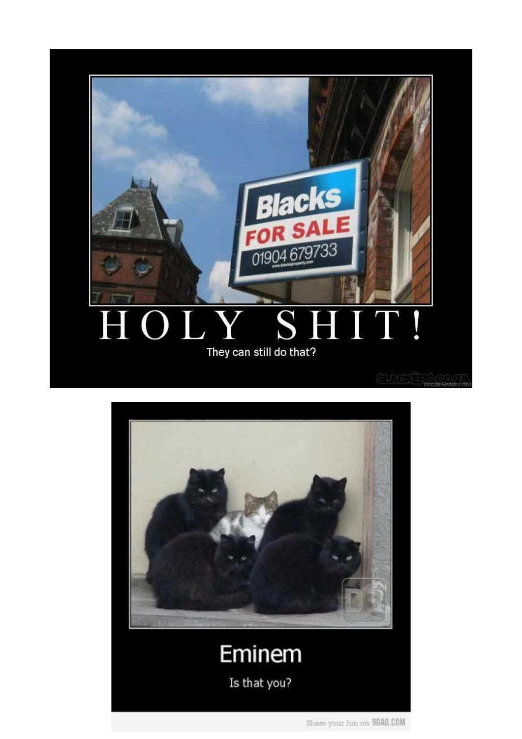HOLY SHIT!

They can still do that?

Blacks
FOR SALE
01904 679733

Eminem

Is that you?

Share your fun on 9GAG.COM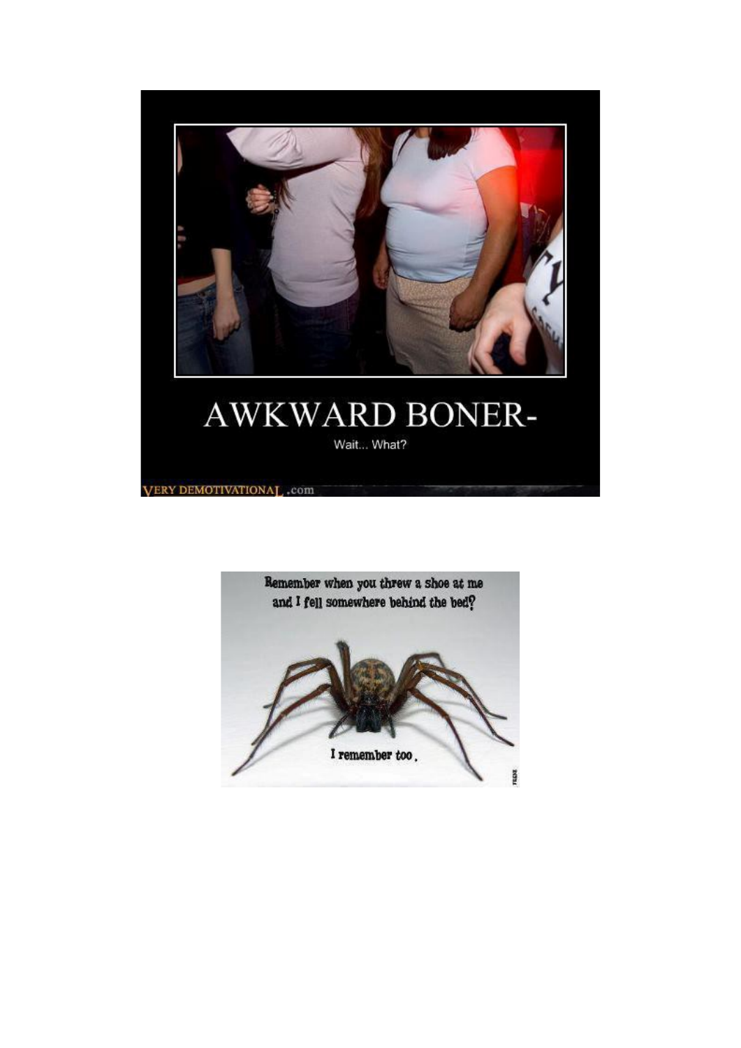AWKWARD BONER-

Wait... What?

VERY DEMOTIVATIONAL .com

Remember when you threw a shoe at me and I fell somewhere behind the bed?

I remember too.